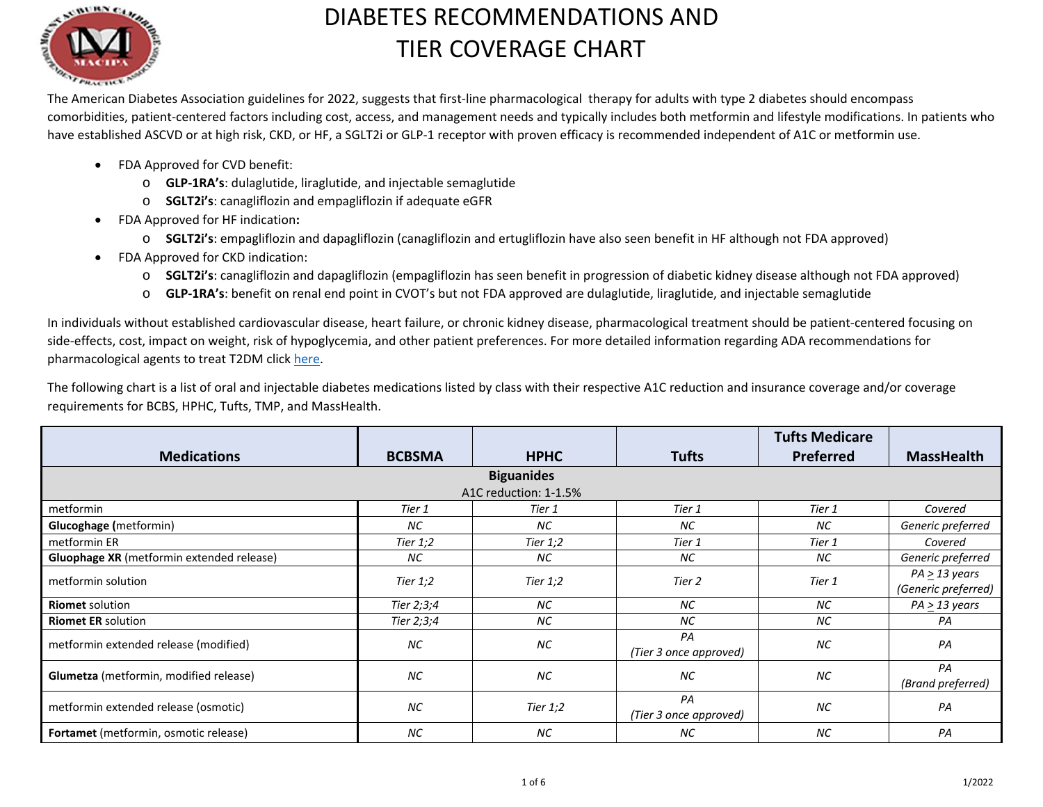# DIABETES RECOMMENDATIONS AND TIER COVERAGE CHART

The American Diabetes Association guidelines for 2022, suggests that first-line pharmacological therapy for adults with type 2 diabetes should encompass comorbidities, patient-centered factors including cost, access, and management needs and typically includes both metformin and lifestyle modifications. In patients who have established ASCVD or at high risk, CKD, or HF, a SGLT2i or GLP-1 receptor with proven efficacy is recommended independent of A1C or metformin use.

- FDA Approved for CVD benefit:
  - **GLP-1RA's**: dulaglutide, liraglutide, and injectable semaglutide
  - **SGLT2i's**: canagliflozin and empagliflozin if adequate eGFR
- FDA Approved for HF indication**:**
  - **SGLT2i's**: empagliflozin and dapagliflozin (canagliflozin and ertugliflozin have also seen benefit in HF although not FDA approved)
- FDA Approved for CKD indication:
  - **SGLT2i's**: canagliflozin and dapagliflozin (empagliflozin has seen benefit in progression of diabetic kidney disease although not FDA approved)
  - **GLP-1RA's**: benefit on renal end point in CVOT's but not FDA approved are dulaglutide, liraglutide, and injectable semaglutide

In individuals without established cardiovascular disease, heart failure, or chronic kidney disease, pharmacological treatment should be patient-centered focusing on side-effects, cost, impact on weight, risk of hypoglycemia, and other patient preferences. For more detailed information regarding ADA recommendations for pharmacological agents to treat T2DM click here.

The following chart is a list of oral and injectable diabetes medications listed by class with their respective A1C reduction and insurance coverage and/or coverage requirements for BCBS, HPHC, Tufts, TMP, and MassHealth.

| Medications | BCBSMA | HPHC | Tufts | Tufts Medicare Preferred | MassHealth |
|---|---|---|---|---|---|
| **Biguanides** A1C reduction: 1-1.5% | | | | | |
| metformin | *Tier 1* | *Tier 1* | *Tier 1* | *Tier 1* | *Covered* |
| **Glucoghage (**metformin) | *NC* | *NC* | *NC* | *NC* | *Generic preferred* |
| metformin ER | *Tier 1;2* | *Tier 1;2* | *Tier 1* | *Tier 1* | *Covered* |
| **Gluophage XR** (metformin extended release) | *NC* | *NC* | *NC* | *NC* | *Generic preferred* |
| metformin solution | *Tier 1;2* | *Tier 1;2* | *Tier 2* | *Tier 1* | *PA ≥ 13 years (Generic preferred)* |
| **Riomet** solution | *Tier 2;3;4* | *NC* | *NC* | *NC* | *PA ≥ 13 years* |
| **Riomet ER** solution | *Tier 2;3;4* | *NC* | *NC* | *NC* | *PA* |
| metformin extended release (modified) | *NC* | *NC* | *PA (Tier 3 once approved)* | *NC* | *PA* |
| **Glumetza** (metformin, modified release) | *NC* | *NC* | *NC* | *NC* | *PA (Brand preferred)* |
| metformin extended release (osmotic) | *NC* | *Tier 1;2* | *PA (Tier 3 once approved)* | *NC* | *PA* |
| **Fortamet** (metformin, osmotic release) | *NC* | *NC* | *NC* | *NC* | *PA* |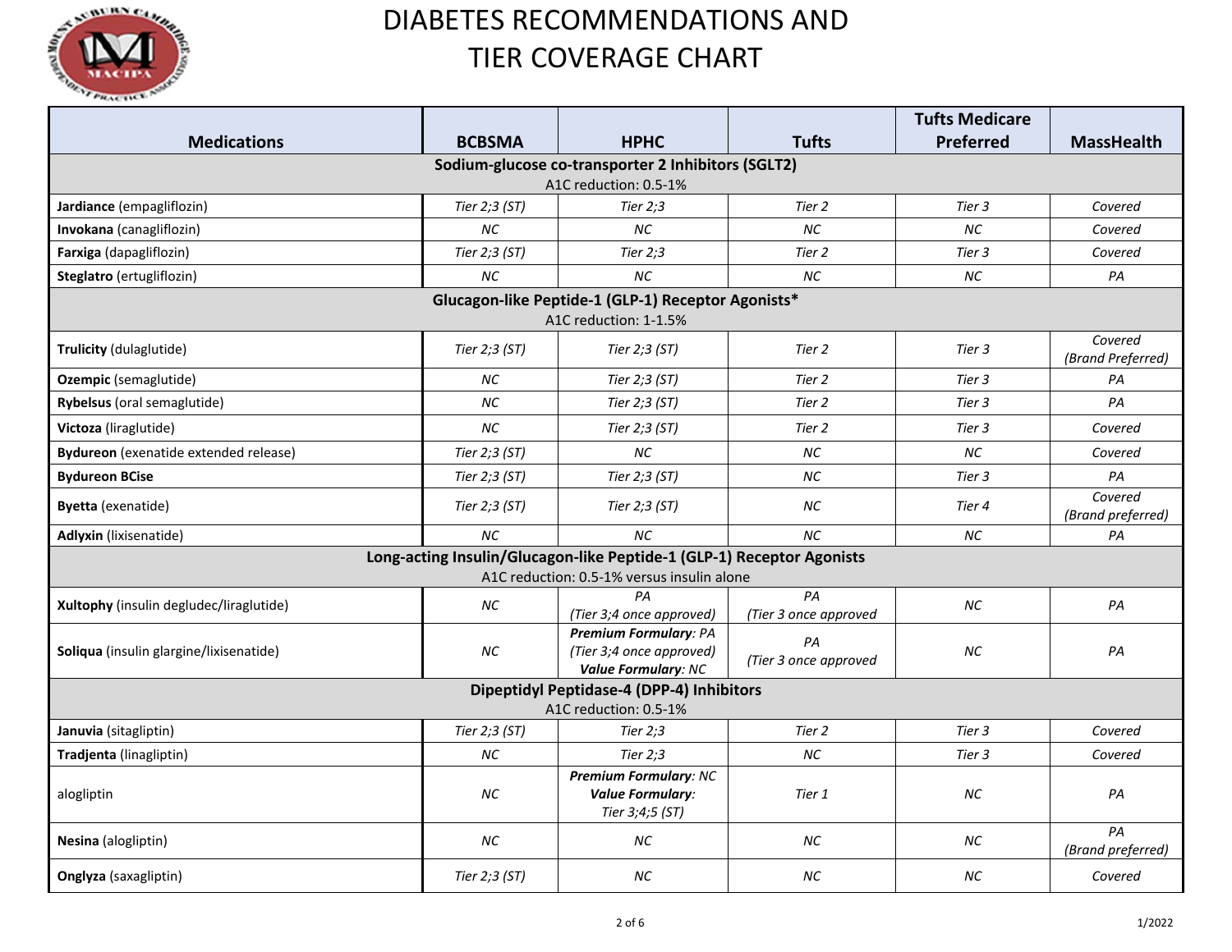# DIABETES RECOMMENDATIONS AND TIER COVERAGE CHART

| Medications | BCBSMA | HPHC | Tufts | Tufts Medicare Preferred | MassHealth |
|---|---|---|---|---|---|
| **Sodium-glucose co-transporter 2 Inhibitors (SGLT2)** A1C reduction: 0.5-1% | | | | | |
| **Jardiance** (empagliflozin) | *Tier 2;3 (ST)* | *Tier 2;3* | *Tier 2* | *Tier 3* | *Covered* |
| **Invokana** (canagliflozin) | *NC* | *NC* | *NC* | *NC* | *Covered* |
| **Farxiga** (dapagliflozin) | *Tier 2;3 (ST)* | *Tier 2;3* | *Tier 2* | *Tier 3* | *Covered* |
| **Steglatro** (ertugliflozin) | *NC* | *NC* | *NC* | *NC* | *PA* |
| **Glucagon-like Peptide-1 (GLP-1) Receptor Agonists*** A1C reduction: 1-1.5% | | | | | |
| **Trulicity** (dulaglutide) | *Tier 2;3 (ST)* | *Tier 2;3 (ST)* | *Tier 2* | *Tier 3* | *Covered (Brand Preferred)* |
| **Ozempic** (semaglutide) | *NC* | *Tier 2;3 (ST)* | *Tier 2* | *Tier 3* | *PA* |
| **Rybelsus** (oral semaglutide) | *NC* | *Tier 2;3 (ST)* | *Tier 2* | *Tier 3* | *PA* |
| **Victoza** (liraglutide) | *NC* | *Tier 2;3 (ST)* | *Tier 2* | *Tier 3* | *Covered* |
| **Bydureon** (exenatide extended release) | *Tier 2;3 (ST)* | *NC* | *NC* | *NC* | *Covered* |
| **Bydureon BCise** | *Tier 2;3 (ST)* | *Tier 2;3 (ST)* | *NC* | *Tier 3* | *PA* |
| **Byetta** (exenatide) | *Tier 2;3 (ST)* | *Tier 2;3 (ST)* | *NC* | *Tier 4* | *Covered (Brand preferred)* |
| **Adlyxin** (lixisenatide) | *NC* | *NC* | *NC* | *NC* | *PA* |
| **Long-acting Insulin/Glucagon-like Peptide-1 (GLP-1) Receptor Agonists** A1C reduction: 0.5-1% versus insulin alone | | | | | |
| **Xultophy** (insulin degludec/liraglutide) | *NC* | *PA (Tier 3;4 once approved)* | *PA (Tier 3 once approved* | *NC* | *PA* |
| **Soliqua** (insulin glargine/lixisenatide) | *NC* | ***Premium Formulary**: PA (Tier 3;4 once approved) **Value Formulary**: NC* | *PA (Tier 3 once approved* | *NC* | *PA* |
| **Dipeptidyl Peptidase-4 (DPP-4) Inhibitors** A1C reduction: 0.5-1% | | | | | |
| **Januvia** (sitagliptin) | *Tier 2;3 (ST)* | *Tier 2;3* | *Tier 2* | *Tier 3* | *Covered* |
| **Tradjenta** (linagliptin) | *NC* | *Tier 2;3* | *NC* | *Tier 3* | *Covered* |
| alogliptin | *NC* | ***Premium Formulary**: NC **Value Formulary**: Tier 3;4;5 (ST)* | *Tier 1* | *NC* | *PA* |
| **Nesina** (alogliptin) | *NC* | *NC* | *NC* | *NC* | *PA (Brand preferred)* |
| **Onglyza** (saxagliptin) | *Tier 2;3 (ST)* | *NC* | *NC* | *NC* | *Covered* |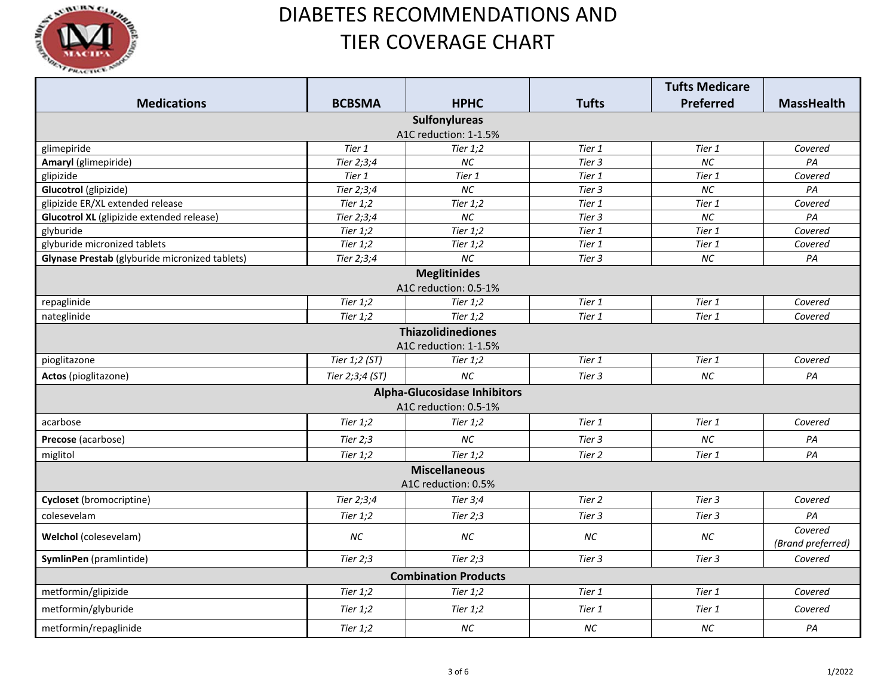# DIABETES RECOMMENDATIONS AND TIER COVERAGE CHART

| Medications | BCBSMA | HPHC | Tufts | Tufts Medicare Preferred | MassHealth |
|---|---|---|---|---|---|
| **Sulfonylureas** A1C reduction: 1-1.5% | | | | | |
| glimepiride | *Tier 1* | *Tier 1;2* | *Tier 1* | *Tier 1* | *Covered* |
| **Amaryl** (glimepiride) | *Tier 2;3;4* | *NC* | *Tier 3* | *NC* | *PA* |
| glipizide | *Tier 1* | *Tier 1* | *Tier 1* | *Tier 1* | *Covered* |
| **Glucotrol** (glipizide) | *Tier 2;3;4* | *NC* | *Tier 3* | *NC* | *PA* |
| glipizide ER/XL extended release | *Tier 1;2* | *Tier 1;2* | *Tier 1* | *Tier 1* | *Covered* |
| **Glucotrol XL** (glipizide extended release) | *Tier 2;3;4* | *NC* | *Tier 3* | *NC* | *PA* |
| glyburide | *Tier 1;2* | *Tier 1;2* | *Tier 1* | *Tier 1* | *Covered* |
| glyburide micronized tablets | *Tier 1;2* | *Tier 1;2* | *Tier 1* | *Tier 1* | *Covered* |
| **Glynase Prestab** (glyburide micronized tablets) | *Tier 2;3;4* | *NC* | *Tier 3* | *NC* | *PA* |
| **Meglitinides** A1C reduction: 0.5-1% | | | | | |
| repaglinide | *Tier 1;2* | *Tier 1;2* | *Tier 1* | *Tier 1* | *Covered* |
| nateglinide | *Tier 1;2* | *Tier 1;2* | *Tier 1* | *Tier 1* | *Covered* |
| **Thiazolidinediones** A1C reduction: 1-1.5% | | | | | |
| pioglitazone | *Tier 1;2 (ST)* | *Tier 1;2* | *Tier 1* | *Tier 1* | *Covered* |
| **Actos** (pioglitazone) | *Tier 2;3;4 (ST)* | *NC* | *Tier 3* | *NC* | *PA* |
| **Alpha-Glucosidase Inhibitors** A1C reduction: 0.5-1% | | | | | |
| acarbose | *Tier 1;2* | *Tier 1;2* | *Tier 1* | *Tier 1* | *Covered* |
| **Precose** (acarbose) | *Tier 2;3* | *NC* | *Tier 3* | *NC* | *PA* |
| miglitol | *Tier 1;2* | *Tier 1;2* | *Tier 2* | *Tier 1* | *PA* |
| **Miscellaneous** A1C reduction: 0.5% | | | | | |
| **Cycloset** (bromocriptine) | *Tier 2;3;4* | *Tier 3;4* | *Tier 2* | *Tier 3* | *Covered* |
| colesevelam | *Tier 1;2* | *Tier 2;3* | *Tier 3* | *Tier 3* | *PA* |
| **Welchol** (colesevelam) | *NC* | *NC* | *NC* | *NC* | *Covered (Brand preferred)* |
| **SymlinPen** (pramlintide) | *Tier 2;3* | *Tier 2;3* | *Tier 3* | *Tier 3* | *Covered* |
| **Combination Products** | | | | | |
| metformin/glipizide | *Tier 1;2* | *Tier 1;2* | *Tier 1* | *Tier 1* | *Covered* |
| metformin/glyburide | *Tier 1;2* | *Tier 1;2* | *Tier 1* | *Tier 1* | *Covered* |
| metformin/repaglinide | *Tier 1;2* | *NC* | *NC* | *NC* | *PA* |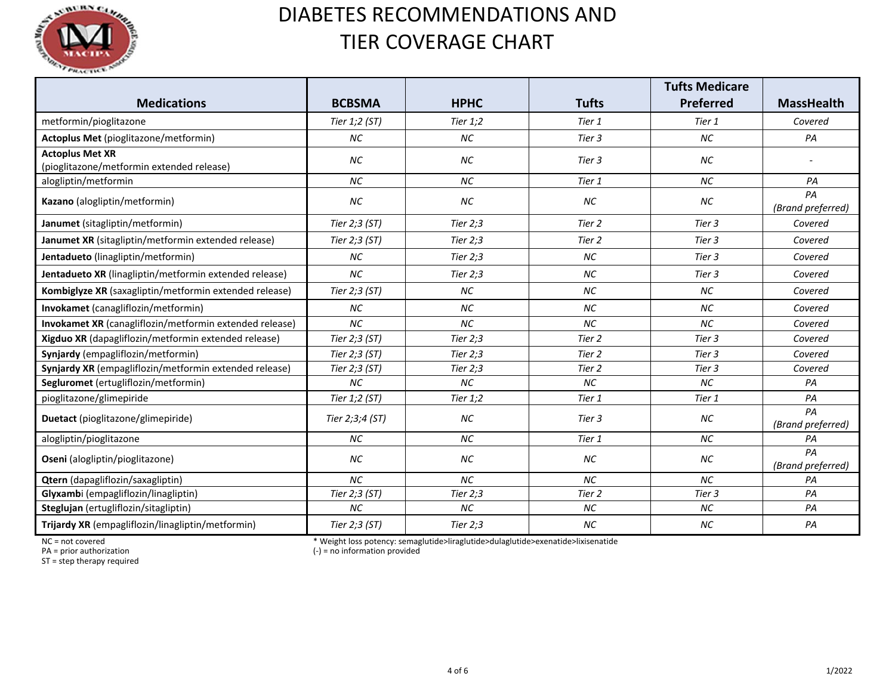# DIABETES RECOMMENDATIONS AND TIER COVERAGE CHART

| Medications | BCBSMA | HPHC | Tufts | Tufts Medicare Preferred | MassHealth |
|---|---|---|---|---|---|
| metformin/pioglitazone | *Tier 1;2 (ST)* | *Tier 1;2* | *Tier 1* | *Tier 1* | *Covered* |
| **Actoplus Met** (pioglitazone/metformin) | *NC* | *NC* | *Tier 3* | *NC* | *PA* |
| **Actoplus Met XR** (pioglitazone/metformin extended release) | *NC* | *NC* | *Tier 3* | *NC* | - |
| alogliptin/metformin | *NC* | *NC* | *Tier 1* | *NC* | *PA* |
| **Kazano** (alogliptin/metformin) | *NC* | *NC* | *NC* | *NC* | *PA (Brand preferred)* |
| **Janumet** (sitagliptin/metformin) | *Tier 2;3 (ST)* | *Tier 2;3* | *Tier 2* | *Tier 3* | *Covered* |
| **Janumet XR** (sitagliptin/metformin extended release) | *Tier 2;3 (ST)* | *Tier 2;3* | *Tier 2* | *Tier 3* | *Covered* |
| **Jentadueto** (linagliptin/metformin) | *NC* | *Tier 2;3* | *NC* | *Tier 3* | *Covered* |
| **Jentadueto XR** (linagliptin/metformin extended release) | *NC* | *Tier 2;3* | *NC* | *Tier 3* | *Covered* |
| **Kombiglyze XR** (saxagliptin/metformin extended release) | *Tier 2;3 (ST)* | *NC* | *NC* | *NC* | *Covered* |
| **Invokamet** (canagliflozin/metformin) | *NC* | *NC* | *NC* | *NC* | *Covered* |
| **Invokamet XR** (canagliflozin/metformin extended release) | *NC* | *NC* | *NC* | *NC* | *Covered* |
| **Xigduo XR** (dapagliflozin/metformin extended release) | *Tier 2;3 (ST)* | *Tier 2;3* | *Tier 2* | *Tier 3* | *Covered* |
| **Synjardy** (empagliflozin/metformin) | *Tier 2;3 (ST)* | *Tier 2;3* | *Tier 2* | *Tier 3* | *Covered* |
| **Synjardy XR** (empagliflozin/metformin extended release) | *Tier 2;3 (ST)* | *Tier 2;3* | *Tier 2* | *Tier 3* | *Covered* |
| **Segluromet** (ertugliflozin/metformin) | *NC* | *NC* | *NC* | *NC* | *PA* |
| pioglitazone/glimepiride | *Tier 1;2 (ST)* | *Tier 1;2* | *Tier 1* | *Tier 1* | *PA* |
| **Duetact** (pioglitazone/glimepiride) | *Tier 2;3;4 (ST)* | *NC* | *Tier 3* | *NC* | *PA (Brand preferred)* |
| alogliptin/pioglitazone | *NC* | *NC* | *Tier 1* | *NC* | *PA* |
| **Oseni** (alogliptin/pioglitazone) | *NC* | *NC* | *NC* | *NC* | *PA (Brand preferred)* |
| **Qtern** (dapagliflozin/saxagliptin) | *NC* | *NC* | *NC* | *NC* | *PA* |
| **Glyxambi** (empagliflozin/linagliptin) | *Tier 2;3 (ST)* | *Tier 2;3* | *Tier 2* | *Tier 3* | *PA* |
| **Steglujan** (ertugliflozin/sitagliptin) | *NC* | *NC* | *NC* | *NC* | *PA* |
| **Trijardy XR** (empagliflozin/linagliptin/metformin) | *Tier 2;3 (ST)* | *Tier 2;3* | *NC* | *NC* | *PA* |

NC = not covered
PA = prior authorization
ST = step therapy required

* Weight loss potency: semaglutide>liraglutide>dulaglutide>exenatide>lixisenatide
(-) = no information provided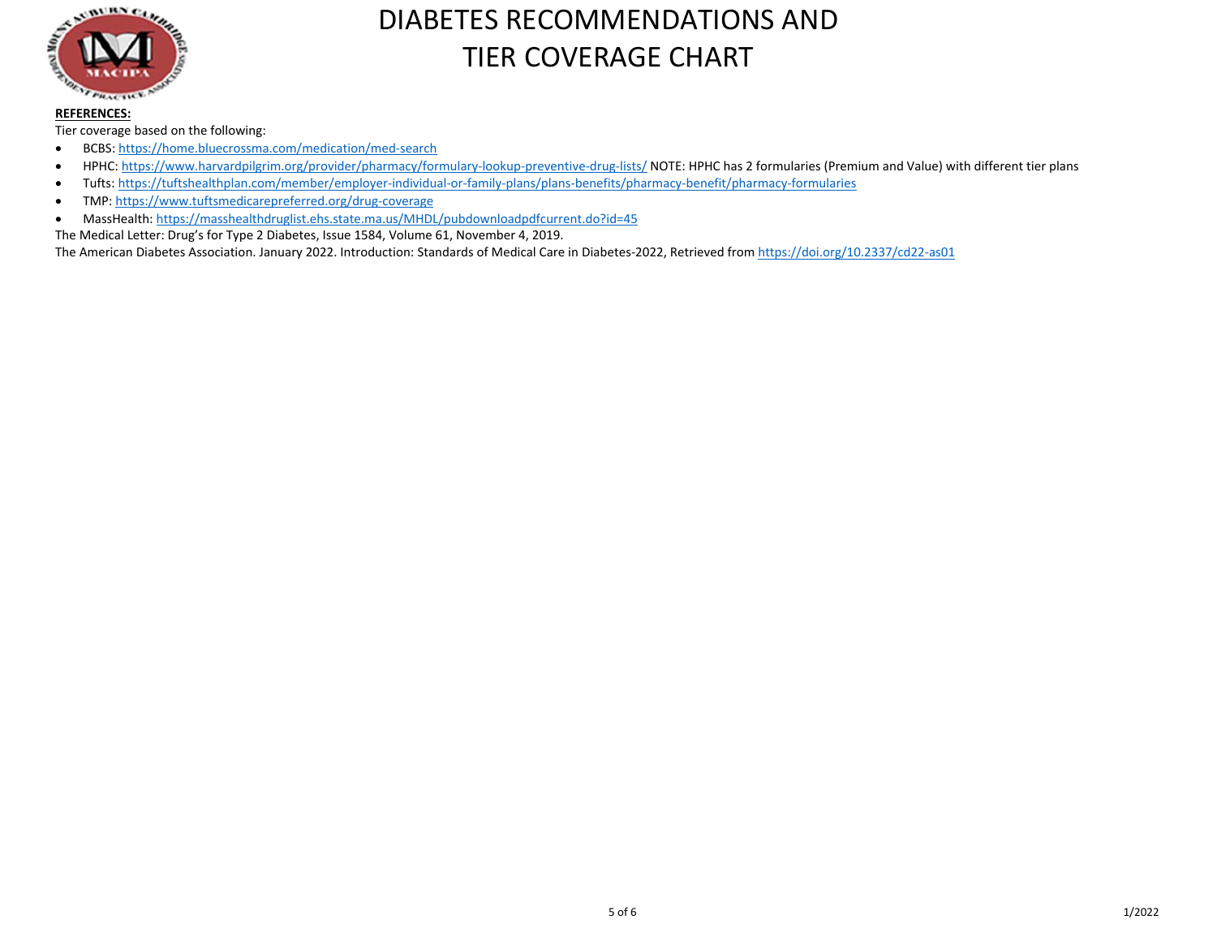# DIABETES RECOMMENDATIONS AND TIER COVERAGE CHART

**REFERENCES:**

Tier coverage based on the following:

- BCBS: https://home.bluecrossma.com/medication/med-search
- HPHC: https://www.harvardpilgrim.org/provider/pharmacy/formulary-lookup-preventive-drug-lists/ NOTE: HPHC has 2 formularies (Premium and Value) with different tier plans
- Tufts: https://tuftshealthplan.com/member/employer-individual-or-family-plans/plans-benefits/pharmacy-benefit/pharmacy-formularies
- TMP: https://www.tuftsmedicarepreferred.org/drug-coverage
- MassHealth: https://masshealthdruglist.ehs.state.ma.us/MHDL/pubdownloadpdfcurrent.do?id=45

The Medical Letter: Drug's for Type 2 Diabetes, Issue 1584, Volume 61, November 4, 2019.

The American Diabetes Association. January 2022. Introduction: Standards of Medical Care in Diabetes-2022, Retrieved from https://doi.org/10.2337/cd22-as01